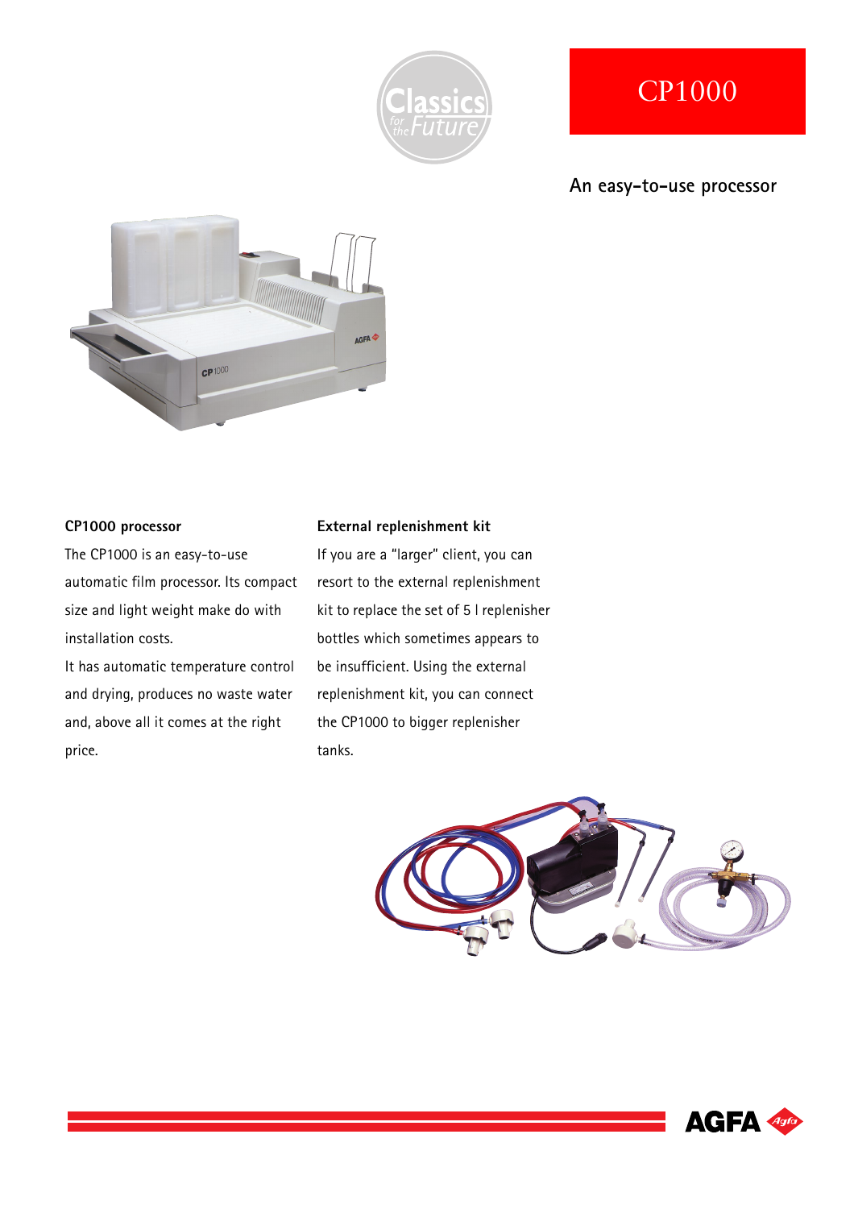# CP1000

## An easy-to-use processor

### CP1000 processor

The CP1000 is an easy-to-use automatic film processor. Its compact size and light weight make do with installation costs.

It has automatic temperature control and drying, produces no waste water and, above all it comes at the right price.

### External replenishment kit

If you are a "larger" client, you can resort to the external replenishment kit to replace the set of 5 l replenisher bottles which sometimes appears to be insufficient. Using the external replenishment kit, you can connect the CP1000 to bigger replenisher tanks.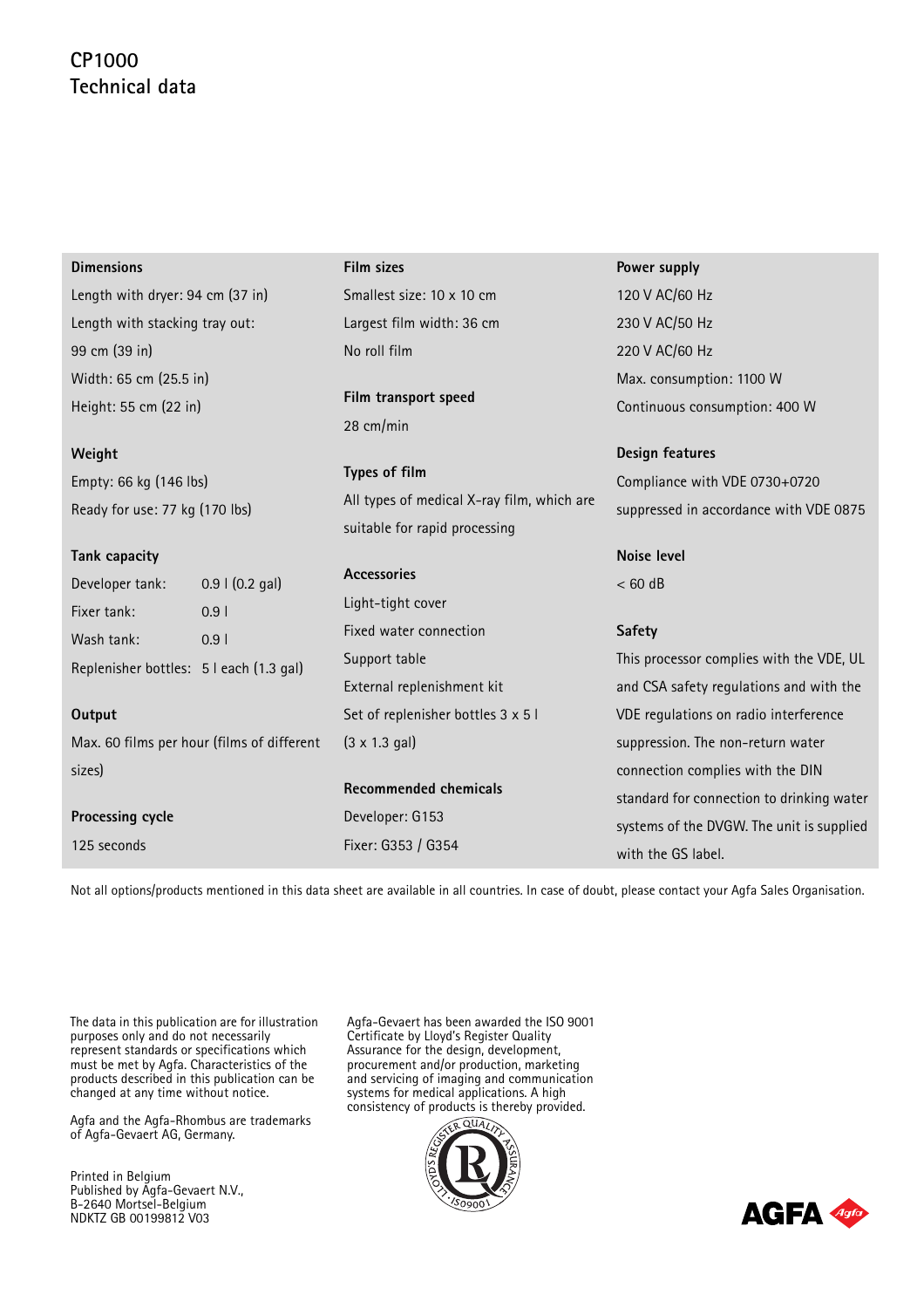# CP1000
## Technical data

### Dimensions

Length with dryer: 94 cm (37 in)

Length with stacking tray out: 99 cm (39 in)

Width: 65 cm (25.5 in)

Height: 55 cm (22 in)

### Weight

Empty: 66 kg (146 lbs)

Ready for use: 77 kg (170 lbs)

### Tank capacity

| | |
|---|---|
| Developer tank: | 0.9 l (0.2 gal) |
| Fixer tank: | 0.9 l |
| Wash tank: | 0.9 l |
| Replenisher bottles: | 5 l each (1.3 gal) |

### Output

Max. 60 films per hour (films of different sizes)

### Processing cycle

125 seconds

### Film sizes

Smallest size: 10 x 10 cm

Largest film width: 36 cm

No roll film

### Film transport speed

28 cm/min

### Types of film

All types of medical X-ray film, which are suitable for rapid processing

### Accessories

Light-tight cover

Fixed water connection

Support table

External replenishment kit

Set of replenisher bottles 3 x 5 l (3 x 1.3 gal)

### Recommended chemicals

Developer: G153

Fixer: G353 / G354

### Power supply

120 V AC/60 Hz

230 V AC/50 Hz

220 V AC/60 Hz

Max. consumption: 1100 W

Continuous consumption: 400 W

### Design features

Compliance with VDE 0730+0720 suppressed in accordance with VDE 0875

### Noise level

< 60 dB

### Safety

This processor complies with the VDE, UL and CSA safety regulations and with the VDE regulations on radio interference suppression. The non-return water connection complies with the DIN standard for connection to drinking water systems of the DVGW. The unit is supplied with the GS label.

Not all options/products mentioned in this data sheet are available in all countries. In case of doubt, please contact your Agfa Sales Organisation.

The data in this publication are for illustration purposes only and do not necessarily represent standards or specifications which must be met by Agfa. Characteristics of the products described in this publication can be changed at any time without notice.

Agfa and the Agfa-Rhombus are trademarks of Agfa-Gevaert AG, Germany.

Printed in Belgium
Published by Agfa-Gevaert N.V., B-2640 Mortsel-Belgium
NDKTZ GB 00199812 V03

Agfa-Gevaert has been awarded the ISO 9001 Certificate by Lloyd's Register Quality Assurance for the design, development, procurement and/or production, marketing and servicing of imaging and communication systems for medical applications. A high consistency of products is thereby provided.

LLOYD'S REGISTER QUALITY ASSURANCE ISO9001

AGFA